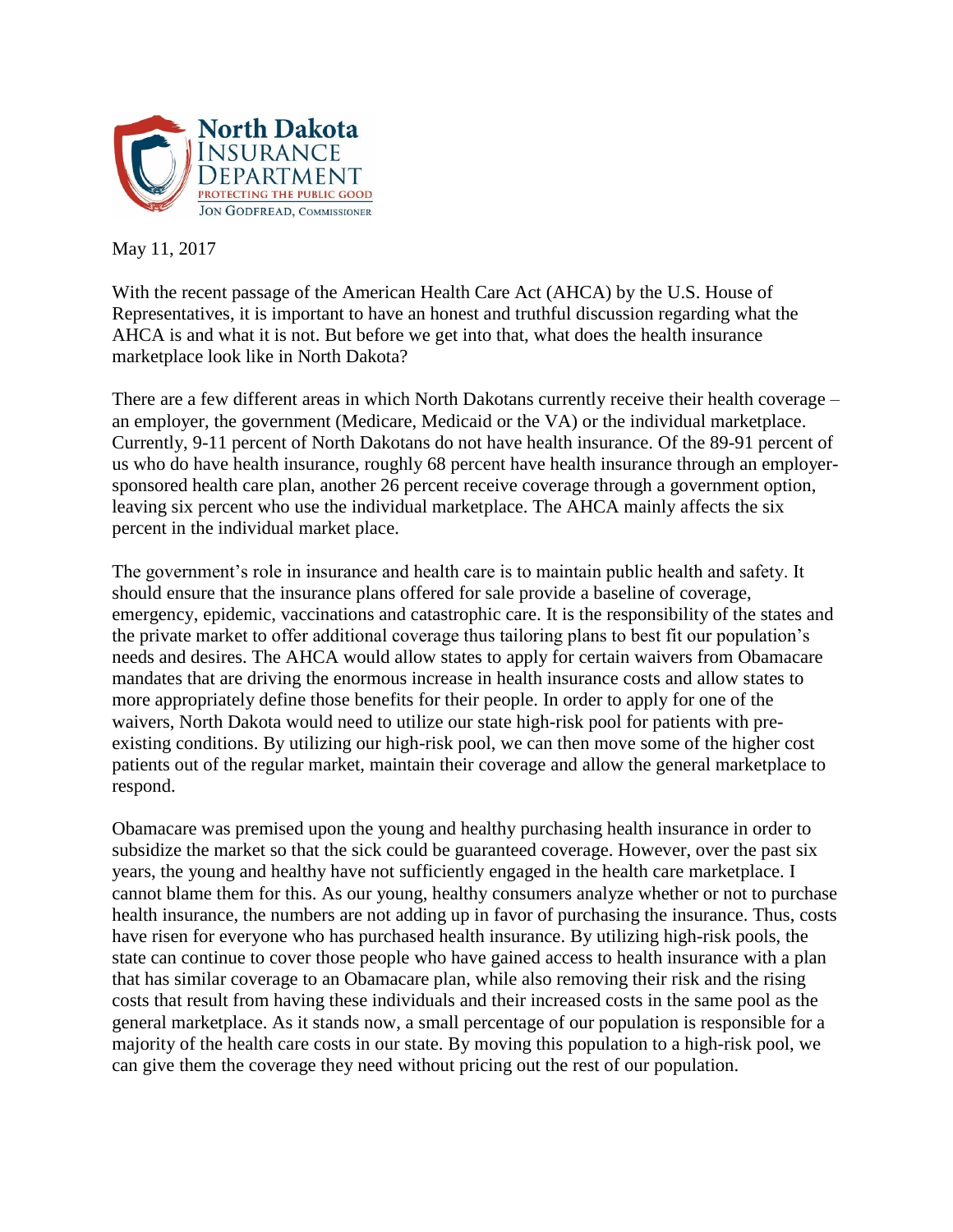**North Dakota**
**INSURANCE DEPARTMENT**
PROTECTING THE PUBLIC GOOD
JON GODFREAD, COMMISSIONER

May 11, 2017

With the recent passage of the American Health Care Act (AHCA) by the U.S. House of Representatives, it is important to have an honest and truthful discussion regarding what the AHCA is and what it is not. But before we get into that, what does the health insurance marketplace look like in North Dakota?

There are a few different areas in which North Dakotans currently receive their health coverage – an employer, the government (Medicare, Medicaid or the VA) or the individual marketplace. Currently, 9-11 percent of North Dakotans do not have health insurance. Of the 89-91 percent of us who do have health insurance, roughly 68 percent have health insurance through an employer-sponsored health care plan, another 26 percent receive coverage through a government option, leaving six percent who use the individual marketplace. The AHCA mainly affects the six percent in the individual market place.

The government's role in insurance and health care is to maintain public health and safety. It should ensure that the insurance plans offered for sale provide a baseline of coverage, emergency, epidemic, vaccinations and catastrophic care. It is the responsibility of the states and the private market to offer additional coverage thus tailoring plans to best fit our population's needs and desires. The AHCA would allow states to apply for certain waivers from Obamacare mandates that are driving the enormous increase in health insurance costs and allow states to more appropriately define those benefits for their people. In order to apply for one of the waivers, North Dakota would need to utilize our state high-risk pool for patients with pre-existing conditions. By utilizing our high-risk pool, we can then move some of the higher cost patients out of the regular market, maintain their coverage and allow the general marketplace to respond.

Obamacare was premised upon the young and healthy purchasing health insurance in order to subsidize the market so that the sick could be guaranteed coverage. However, over the past six years, the young and healthy have not sufficiently engaged in the health care marketplace. I cannot blame them for this. As our young, healthy consumers analyze whether or not to purchase health insurance, the numbers are not adding up in favor of purchasing the insurance. Thus, costs have risen for everyone who has purchased health insurance. By utilizing high-risk pools, the state can continue to cover those people who have gained access to health insurance with a plan that has similar coverage to an Obamacare plan, while also removing their risk and the rising costs that result from having these individuals and their increased costs in the same pool as the general marketplace. As it stands now, a small percentage of our population is responsible for a majority of the health care costs in our state. By moving this population to a high-risk pool, we can give them the coverage they need without pricing out the rest of our population.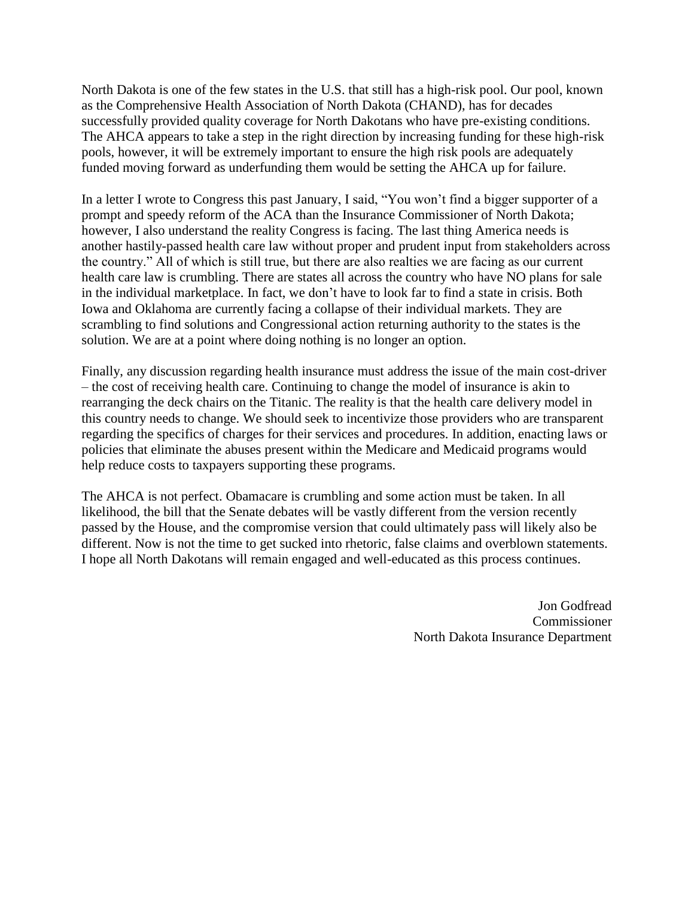North Dakota is one of the few states in the U.S. that still has a high-risk pool. Our pool, known as the Comprehensive Health Association of North Dakota (CHAND), has for decades successfully provided quality coverage for North Dakotans who have pre-existing conditions. The AHCA appears to take a step in the right direction by increasing funding for these high-risk pools, however, it will be extremely important to ensure the high risk pools are adequately funded moving forward as underfunding them would be setting the AHCA up for failure.

In a letter I wrote to Congress this past January, I said, "You won't find a bigger supporter of a prompt and speedy reform of the ACA than the Insurance Commissioner of North Dakota; however, I also understand the reality Congress is facing. The last thing America needs is another hastily-passed health care law without proper and prudent input from stakeholders across the country." All of which is still true, but there are also realties we are facing as our current health care law is crumbling. There are states all across the country who have NO plans for sale in the individual marketplace. In fact, we don't have to look far to find a state in crisis. Both Iowa and Oklahoma are currently facing a collapse of their individual markets. They are scrambling to find solutions and Congressional action returning authority to the states is the solution. We are at a point where doing nothing is no longer an option.

Finally, any discussion regarding health insurance must address the issue of the main cost-driver – the cost of receiving health care. Continuing to change the model of insurance is akin to rearranging the deck chairs on the Titanic. The reality is that the health care delivery model in this country needs to change. We should seek to incentivize those providers who are transparent regarding the specifics of charges for their services and procedures. In addition, enacting laws or policies that eliminate the abuses present within the Medicare and Medicaid programs would help reduce costs to taxpayers supporting these programs.

The AHCA is not perfect. Obamacare is crumbling and some action must be taken. In all likelihood, the bill that the Senate debates will be vastly different from the version recently passed by the House, and the compromise version that could ultimately pass will likely also be different. Now is not the time to get sucked into rhetoric, false claims and overblown statements. I hope all North Dakotans will remain engaged and well-educated as this process continues.

Jon Godfread
Commissioner
North Dakota Insurance Department